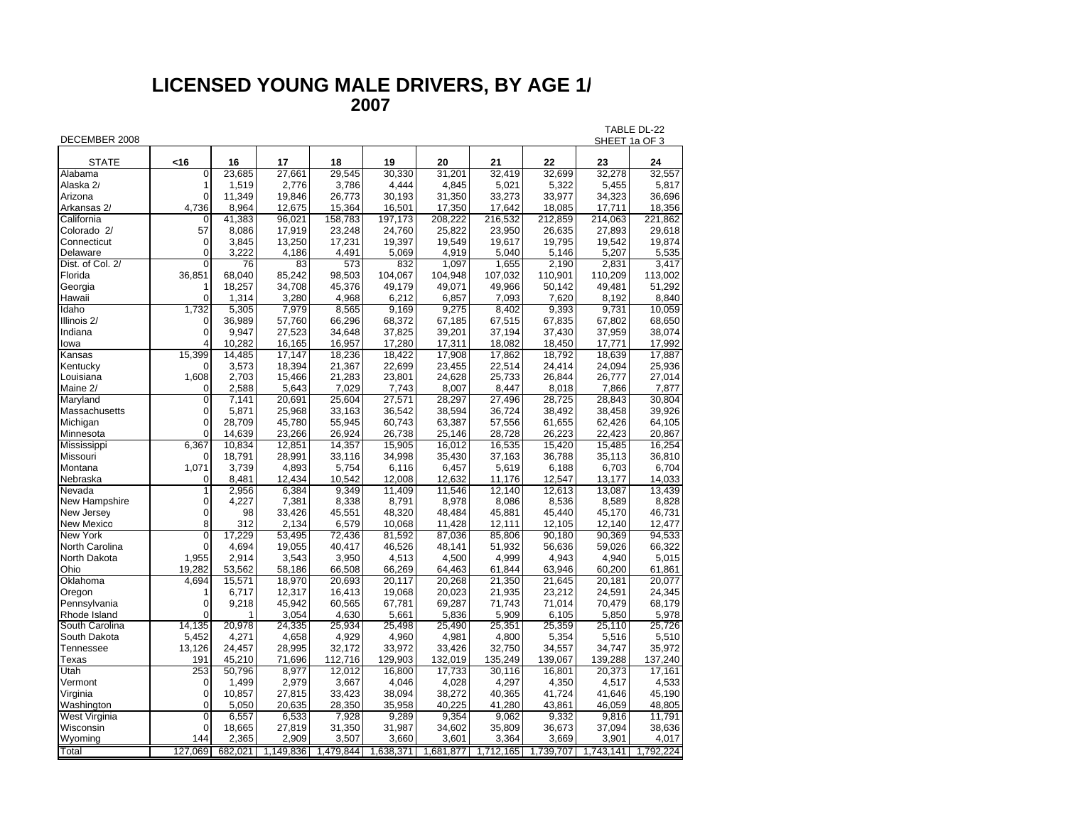# LICENSED YOUNG MALE DRIVERS, BY AGE 1/

## 2007

DECEMBER 2008

TABLE DL-22
SHEET 1a OF 3

| STATE | <16 | 16 | 17 | 18 | 19 | 20 | 21 | 22 | 23 | 24 |
|---|---|---|---|---|---|---|---|---|---|---|
| Alabama | 0 | 23,685 | 27,661 | 29,545 | 30,330 | 31,201 | 32,419 | 32,699 | 32,278 | 32,557 |
| Alaska 2/ | 1 | 1,519 | 2,776 | 3,786 | 4,444 | 4,845 | 5,021 | 5,322 | 5,455 | 5,817 |
| Arizona | 0 | 11,349 | 19,846 | 26,773 | 30,193 | 31,350 | 33,273 | 33,977 | 34,323 | 36,696 |
| Arkansas 2/ | 4,736 | 8,964 | 12,675 | 15,364 | 16,501 | 17,350 | 17,642 | 18,085 | 17,711 | 18,356 |
| California | 0 | 41,383 | 96,021 | 158,783 | 197,173 | 208,222 | 216,532 | 212,859 | 214,063 | 221,862 |
| Colorado 2/ | 57 | 8,086 | 17,919 | 23,248 | 24,760 | 25,822 | 23,950 | 26,635 | 27,893 | 29,618 |
| Connecticut | 0 | 3,845 | 13,250 | 17,231 | 19,397 | 19,549 | 19,617 | 19,795 | 19,542 | 19,874 |
| Delaware | 0 | 3,222 | 4,186 | 4,491 | 5,069 | 4,919 | 5,040 | 5,146 | 5,207 | 5,535 |
| Dist. of Col. 2/ | 0 | 76 | 83 | 573 | 832 | 1,097 | 1,655 | 2,190 | 2,831 | 3,417 |
| Florida | 36,851 | 68,040 | 85,242 | 98,503 | 104,067 | 104,948 | 107,032 | 110,901 | 110,209 | 113,002 |
| Georgia | 1 | 18,257 | 34,708 | 45,376 | 49,179 | 49,071 | 49,966 | 50,142 | 49,481 | 51,292 |
| Hawaii | 0 | 1,314 | 3,280 | 4,968 | 6,212 | 6,857 | 7,093 | 7,620 | 8,192 | 8,840 |
| Idaho | 1,732 | 5,305 | 7,979 | 8,565 | 9,169 | 9,275 | 8,402 | 9,393 | 9,731 | 10,059 |
| Illinois 2/ | 0 | 36,989 | 57,760 | 66,296 | 68,372 | 67,185 | 67,515 | 67,835 | 67,802 | 68,650 |
| Indiana | 0 | 9,947 | 27,523 | 34,648 | 37,825 | 39,201 | 37,194 | 37,430 | 37,959 | 38,074 |
| Iowa | 4 | 10,282 | 16,165 | 16,957 | 17,280 | 17,311 | 18,082 | 18,450 | 17,771 | 17,992 |
| Kansas | 15,399 | 14,485 | 17,147 | 18,236 | 18,422 | 17,908 | 17,862 | 18,792 | 18,639 | 17,887 |
| Kentucky | 0 | 3,573 | 18,394 | 21,367 | 22,699 | 23,455 | 22,514 | 24,414 | 24,094 | 25,936 |
| Louisiana | 1,608 | 2,703 | 15,466 | 21,283 | 23,801 | 24,628 | 25,733 | 26,844 | 26,777 | 27,014 |
| Maine 2/ | 0 | 2,588 | 5,643 | 7,029 | 7,743 | 8,007 | 8,447 | 8,018 | 7,866 | 7,877 |
| Maryland | 0 | 7,141 | 20,691 | 25,604 | 27,571 | 28,297 | 27,496 | 28,725 | 28,843 | 30,804 |
| Massachusetts | 0 | 5,871 | 25,968 | 33,163 | 36,542 | 38,594 | 36,724 | 38,492 | 38,458 | 39,926 |
| Michigan | 0 | 28,709 | 45,780 | 55,945 | 60,743 | 63,387 | 57,556 | 61,655 | 62,426 | 64,105 |
| Minnesota | 0 | 14,639 | 23,266 | 26,924 | 26,738 | 25,146 | 28,728 | 26,223 | 22,423 | 20,867 |
| Mississippi | 6,367 | 10,834 | 12,851 | 14,357 | 15,905 | 16,012 | 16,535 | 15,420 | 15,485 | 16,254 |
| Missouri | 0 | 18,791 | 28,991 | 33,116 | 34,998 | 35,430 | 37,163 | 36,788 | 35,113 | 36,810 |
| Montana | 1,071 | 3,739 | 4,893 | 5,754 | 6,116 | 6,457 | 5,619 | 6,188 | 6,703 | 6,704 |
| Nebraska | 0 | 8,481 | 12,434 | 10,542 | 12,008 | 12,632 | 11,176 | 12,547 | 13,177 | 14,033 |
| Nevada | 1 | 2,956 | 6,384 | 9,349 | 11,409 | 11,546 | 12,140 | 12,613 | 13,087 | 13,439 |
| New Hampshire | 0 | 4,227 | 7,381 | 8,338 | 8,791 | 8,978 | 8,086 | 8,536 | 8,589 | 8,828 |
| New Jersey | 0 | 98 | 33,426 | 45,551 | 48,320 | 48,484 | 45,881 | 45,440 | 45,170 | 46,731 |
| New Mexico | 8 | 312 | 2,134 | 6,579 | 10,068 | 11,428 | 12,111 | 12,105 | 12,140 | 12,477 |
| New York | 0 | 17,229 | 53,495 | 72,436 | 81,592 | 87,036 | 85,806 | 90,180 | 90,369 | 94,533 |
| North Carolina | 0 | 4,694 | 19,055 | 40,417 | 46,526 | 48,141 | 51,932 | 56,636 | 59,026 | 66,322 |
| North Dakota | 1,955 | 2,914 | 3,543 | 3,950 | 4,513 | 4,500 | 4,999 | 4,943 | 4,940 | 5,015 |
| Ohio | 19,282 | 53,562 | 58,186 | 66,508 | 66,269 | 64,463 | 61,844 | 63,946 | 60,200 | 61,861 |
| Oklahoma | 4,694 | 15,571 | 18,970 | 20,693 | 20,117 | 20,268 | 21,350 | 21,645 | 20,181 | 20,077 |
| Oregon | 1 | 6,717 | 12,317 | 16,413 | 19,068 | 20,023 | 21,935 | 23,212 | 24,591 | 24,345 |
| Pennsylvania | 0 | 9,218 | 45,942 | 60,565 | 67,781 | 69,287 | 71,743 | 71,014 | 70,479 | 68,179 |
| Rhode Island | 0 | 1 | 3,054 | 4,630 | 5,661 | 5,836 | 5,909 | 6,105 | 5,850 | 5,978 |
| South Carolina | 14,135 | 20,978 | 24,335 | 25,934 | 25,498 | 25,490 | 25,351 | 25,359 | 25,110 | 25,726 |
| South Dakota | 5,452 | 4,271 | 4,658 | 4,929 | 4,960 | 4,981 | 4,800 | 5,354 | 5,516 | 5,510 |
| Tennessee | 13,126 | 24,457 | 28,995 | 32,172 | 33,972 | 33,426 | 32,750 | 34,557 | 34,747 | 35,972 |
| Texas | 191 | 45,210 | 71,696 | 112,716 | 129,903 | 132,019 | 135,249 | 139,067 | 139,288 | 137,240 |
| Utah | 253 | 50,796 | 8,977 | 12,012 | 16,800 | 17,733 | 30,116 | 16,801 | 20,373 | 17,161 |
| Vermont | 0 | 1,499 | 2,979 | 3,667 | 4,046 | 4,028 | 4,297 | 4,350 | 4,517 | 4,533 |
| Virginia | 0 | 10,857 | 27,815 | 33,423 | 38,094 | 38,272 | 40,365 | 41,724 | 41,646 | 45,190 |
| Washington | 0 | 5,050 | 20,635 | 28,350 | 35,958 | 40,225 | 41,280 | 43,861 | 46,059 | 48,805 |
| West Virginia | 0 | 6,557 | 6,533 | 7,928 | 9,289 | 9,354 | 9,062 | 9,332 | 9,816 | 11,791 |
| Wisconsin | 0 | 18,665 | 27,819 | 31,350 | 31,987 | 34,602 | 35,809 | 36,673 | 37,094 | 38,636 |
| Wyoming | 144 | 2,365 | 2,909 | 3,507 | 3,660 | 3,601 | 3,364 | 3,669 | 3,901 | 4,017 |
| Total | 127,069 | 682,021 | 1,149,836 | 1,479,844 | 1,638,371 | 1,681,877 | 1,712,165 | 1,739,707 | 1,743,141 | 1,792,224 |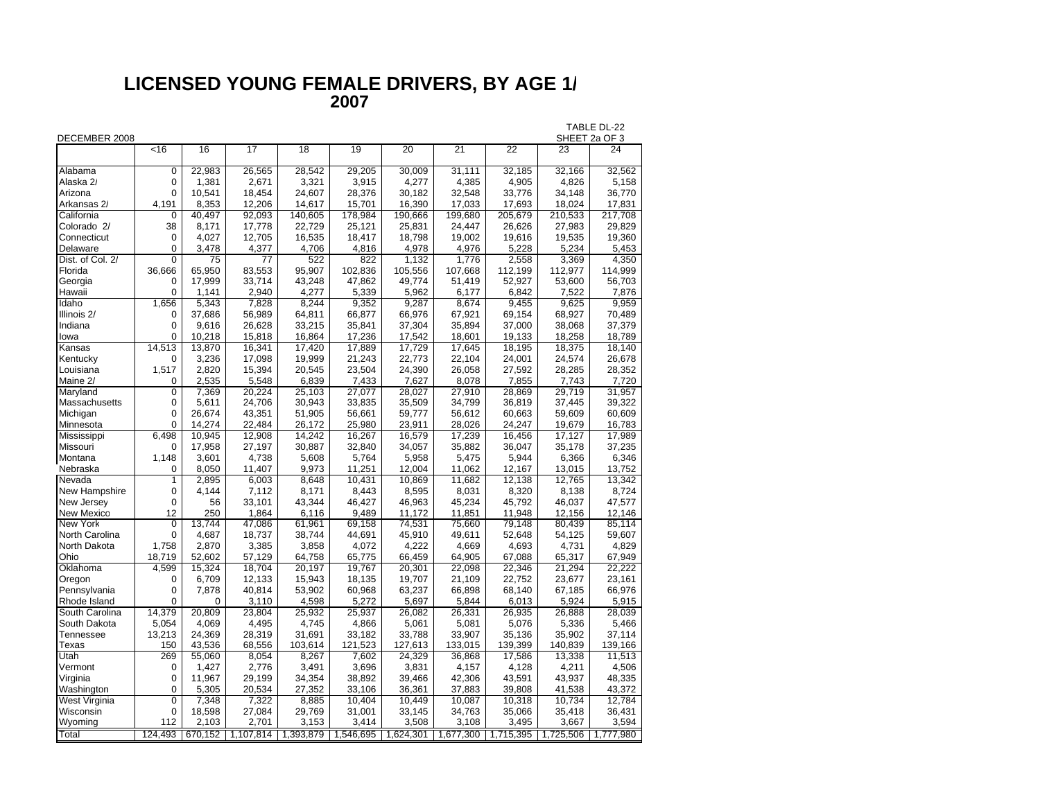# LICENSED YOUNG FEMALE DRIVERS, BY AGE 1/
## 2007

DECEMBER 2008

TABLE DL-22
SHEET 2a OF 3

| | <16 | 16 | 17 | 18 | 19 | 20 | 21 | 22 | 23 | 24 |
|---|---|---|---|---|---|---|---|---|---|---|
| Alabama | 0 | 22,983 | 26,565 | 28,542 | 29,205 | 30,009 | 31,111 | 32,185 | 32,166 | 32,562 |
| Alaska 2/ | 0 | 1,381 | 2,671 | 3,321 | 3,915 | 4,277 | 4,385 | 4,905 | 4,826 | 5,158 |
| Arizona | 0 | 10,541 | 18,454 | 24,607 | 28,376 | 30,182 | 32,548 | 33,776 | 34,148 | 36,770 |
| Arkansas 2/ | 4,191 | 8,353 | 12,206 | 14,617 | 15,701 | 16,390 | 17,033 | 17,693 | 18,024 | 17,831 |
| California | 0 | 40,497 | 92,093 | 140,605 | 178,984 | 190,666 | 199,680 | 205,679 | 210,533 | 217,708 |
| Colorado 2/ | 38 | 8,171 | 17,778 | 22,729 | 25,121 | 25,831 | 24,447 | 26,626 | 27,983 | 29,829 |
| Connecticut | 0 | 4,027 | 12,705 | 16,535 | 18,417 | 18,798 | 19,002 | 19,616 | 19,535 | 19,360 |
| Delaware | 0 | 3,478 | 4,377 | 4,706 | 4,816 | 4,978 | 4,976 | 5,228 | 5,234 | 5,453 |
| Dist. of Col. 2/ | 0 | 75 | 77 | 522 | 822 | 1,132 | 1,776 | 2,558 | 3,369 | 4,350 |
| Florida | 36,666 | 65,950 | 83,553 | 95,907 | 102,836 | 105,556 | 107,668 | 112,199 | 112,977 | 114,999 |
| Georgia | 0 | 17,999 | 33,714 | 43,248 | 47,862 | 49,774 | 51,419 | 52,927 | 53,600 | 56,703 |
| Hawaii | 0 | 1,141 | 2,940 | 4,277 | 5,339 | 5,962 | 6,177 | 6,842 | 7,522 | 7,876 |
| Idaho | 1,656 | 5,343 | 7,828 | 8,244 | 9,352 | 9,287 | 8,674 | 9,455 | 9,625 | 9,959 |
| Illinois 2/ | 0 | 37,686 | 56,989 | 64,811 | 66,877 | 66,976 | 67,921 | 69,154 | 68,927 | 70,489 |
| Indiana | 0 | 9,616 | 26,628 | 33,215 | 35,841 | 37,304 | 35,894 | 37,000 | 38,068 | 37,379 |
| Iowa | 0 | 10,218 | 15,818 | 16,864 | 17,236 | 17,542 | 18,601 | 19,133 | 18,258 | 18,789 |
| Kansas | 14,513 | 13,870 | 16,341 | 17,420 | 17,889 | 17,729 | 17,645 | 18,195 | 18,375 | 18,140 |
| Kentucky | 0 | 3,236 | 17,098 | 19,999 | 21,243 | 22,773 | 22,104 | 24,001 | 24,574 | 26,678 |
| Louisiana | 1,517 | 2,820 | 15,394 | 20,545 | 23,504 | 24,390 | 26,058 | 27,592 | 28,285 | 28,352 |
| Maine 2/ | 0 | 2,535 | 5,548 | 6,839 | 7,433 | 7,627 | 8,078 | 7,855 | 7,743 | 7,720 |
| Maryland | 0 | 7,369 | 20,224 | 25,103 | 27,077 | 28,027 | 27,910 | 28,869 | 29,719 | 31,957 |
| Massachusetts | 0 | 5,611 | 24,706 | 30,943 | 33,835 | 35,509 | 34,799 | 36,819 | 37,445 | 39,322 |
| Michigan | 0 | 26,674 | 43,351 | 51,905 | 56,661 | 59,777 | 56,612 | 60,663 | 59,609 | 60,609 |
| Minnesota | 0 | 14,274 | 22,484 | 26,172 | 25,980 | 23,911 | 28,026 | 24,247 | 19,679 | 16,783 |
| Mississippi | 6,498 | 10,945 | 12,908 | 14,242 | 16,267 | 16,579 | 17,239 | 16,456 | 17,127 | 17,989 |
| Missouri | 0 | 17,958 | 27,197 | 30,887 | 32,840 | 34,057 | 35,882 | 36,047 | 35,178 | 37,235 |
| Montana | 1,148 | 3,601 | 4,738 | 5,608 | 5,764 | 5,958 | 5,475 | 5,944 | 6,366 | 6,346 |
| Nebraska | 0 | 8,050 | 11,407 | 9,973 | 11,251 | 12,004 | 11,062 | 12,167 | 13,015 | 13,752 |
| Nevada | 1 | 2,895 | 6,003 | 8,648 | 10,431 | 10,869 | 11,682 | 12,138 | 12,765 | 13,342 |
| New Hampshire | 0 | 4,144 | 7,112 | 8,171 | 8,443 | 8,595 | 8,031 | 8,320 | 8,138 | 8,724 |
| New Jersey | 0 | 56 | 33,101 | 43,344 | 46,427 | 46,963 | 45,234 | 45,792 | 46,037 | 47,577 |
| New Mexico | 12 | 250 | 1,864 | 6,116 | 9,489 | 11,172 | 11,851 | 11,948 | 12,156 | 12,146 |
| New York | 0 | 13,744 | 47,086 | 61,961 | 69,158 | 74,531 | 75,660 | 79,148 | 80,439 | 85,114 |
| North Carolina | 0 | 4,687 | 18,737 | 38,744 | 44,691 | 45,910 | 49,611 | 52,648 | 54,125 | 59,607 |
| North Dakota | 1,758 | 2,870 | 3,385 | 3,858 | 4,072 | 4,222 | 4,669 | 4,693 | 4,731 | 4,829 |
| Ohio | 18,719 | 52,602 | 57,129 | 64,758 | 65,775 | 66,459 | 64,905 | 67,088 | 65,317 | 67,949 |
| Oklahoma | 4,599 | 15,324 | 18,704 | 20,197 | 19,767 | 20,301 | 22,098 | 22,346 | 21,294 | 22,222 |
| Oregon | 0 | 6,709 | 12,133 | 15,943 | 18,135 | 19,707 | 21,109 | 22,752 | 23,677 | 23,161 |
| Pennsylvania | 0 | 7,878 | 40,814 | 53,902 | 60,968 | 63,237 | 66,898 | 68,140 | 67,185 | 66,976 |
| Rhode Island | 0 | 0 | 3,110 | 4,598 | 5,272 | 5,697 | 5,844 | 6,013 | 5,924 | 5,915 |
| South Carolina | 14,379 | 20,809 | 23,804 | 25,932 | 25,937 | 26,082 | 26,331 | 26,935 | 26,888 | 28,039 |
| South Dakota | 5,054 | 4,069 | 4,495 | 4,745 | 4,866 | 5,061 | 5,081 | 5,076 | 5,336 | 5,466 |
| Tennessee | 13,213 | 24,369 | 28,319 | 31,691 | 33,182 | 33,788 | 33,907 | 35,136 | 35,902 | 37,114 |
| Texas | 150 | 43,536 | 68,556 | 103,614 | 121,523 | 127,613 | 133,015 | 139,399 | 140,839 | 139,166 |
| Utah | 269 | 55,060 | 8,054 | 8,267 | 7,602 | 24,329 | 36,868 | 17,586 | 13,338 | 11,513 |
| Vermont | 0 | 1,427 | 2,776 | 3,491 | 3,696 | 3,831 | 4,157 | 4,128 | 4,211 | 4,506 |
| Virginia | 0 | 11,967 | 29,199 | 34,354 | 38,892 | 39,466 | 42,306 | 43,591 | 43,937 | 48,335 |
| Washington | 0 | 5,305 | 20,534 | 27,352 | 33,106 | 36,361 | 37,883 | 39,808 | 41,538 | 43,372 |
| West Virginia | 0 | 7,348 | 7,322 | 8,885 | 10,404 | 10,449 | 10,087 | 10,318 | 10,734 | 12,784 |
| Wisconsin | 0 | 18,598 | 27,084 | 29,769 | 31,001 | 33,145 | 34,763 | 35,066 | 35,418 | 36,431 |
| Wyoming | 112 | 2,103 | 2,701 | 3,153 | 3,414 | 3,508 | 3,108 | 3,495 | 3,667 | 3,594 |
| Total | 124,493 | 670,152 | 1,107,814 | 1,393,879 | 1,546,695 | 1,624,301 | 1,677,300 | 1,715,395 | 1,725,506 | 1,777,980 |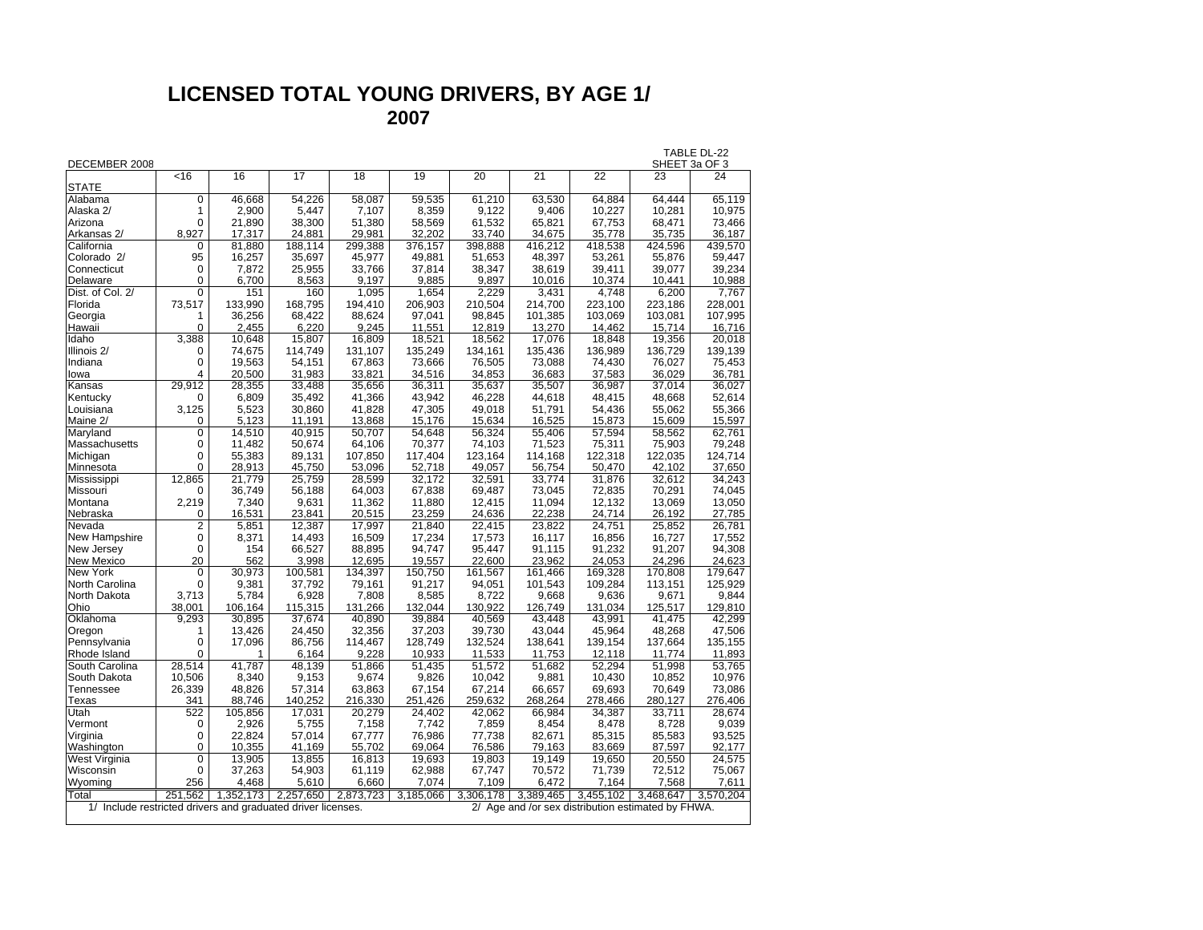# LICENSED TOTAL YOUNG DRIVERS, BY AGE 1/
## 2007

DECEMBER 2008

TABLE DL-22
SHEET 3a OF 3

| STATE | <16 | 16 | 17 | 18 | 19 | 20 | 21 | 22 | 23 | 24 |
|---|---|---|---|---|---|---|---|---|---|---|
| Alabama | 0 | 46,668 | 54,226 | 58,087 | 59,535 | 61,210 | 63,530 | 64,884 | 64,444 | 65,119 |
| Alaska 2/ | 1 | 2,900 | 5,447 | 7,107 | 8,359 | 9,122 | 9,406 | 10,227 | 10,281 | 10,975 |
| Arizona | 0 | 21,890 | 38,300 | 51,380 | 58,569 | 61,532 | 65,821 | 67,753 | 68,471 | 73,466 |
| Arkansas 2/ | 8,927 | 17,317 | 24,881 | 29,981 | 32,202 | 33,740 | 34,675 | 35,778 | 35,735 | 36,187 |
| California | 0 | 81,880 | 188,114 | 299,388 | 376,157 | 398,888 | 416,212 | 418,538 | 424,596 | 439,570 |
| Colorado 2/ | 95 | 16,257 | 35,697 | 45,977 | 49,881 | 51,653 | 48,397 | 53,261 | 55,876 | 59,447 |
| Connecticut | 0 | 7,872 | 25,955 | 33,766 | 37,814 | 38,347 | 38,619 | 39,411 | 39,077 | 39,234 |
| Delaware | 0 | 6,700 | 8,563 | 9,197 | 9,885 | 9,897 | 10,016 | 10,374 | 10,441 | 10,988 |
| Dist. of Col. 2/ | 0 | 151 | 160 | 1,095 | 1,654 | 2,229 | 3,431 | 4,748 | 6,200 | 7,767 |
| Florida | 73,517 | 133,990 | 168,795 | 194,410 | 206,903 | 210,504 | 214,700 | 223,100 | 223,186 | 228,001 |
| Georgia | 1 | 36,256 | 68,422 | 88,624 | 97,041 | 98,845 | 101,385 | 103,069 | 103,081 | 107,995 |
| Hawaii | 0 | 2,455 | 6,220 | 9,245 | 11,551 | 12,819 | 13,270 | 14,462 | 15,714 | 16,716 |
| Idaho | 3,388 | 10,648 | 15,807 | 16,809 | 18,521 | 18,562 | 17,076 | 18,848 | 19,356 | 20,018 |
| Illinois 2/ | 0 | 74,675 | 114,749 | 131,107 | 135,249 | 134,161 | 135,436 | 136,989 | 136,729 | 139,139 |
| Indiana | 0 | 19,563 | 54,151 | 67,863 | 73,666 | 76,505 | 73,088 | 74,430 | 76,027 | 75,453 |
| Iowa | 4 | 20,500 | 31,983 | 33,821 | 34,516 | 34,853 | 36,683 | 37,583 | 36,029 | 36,781 |
| Kansas | 29,912 | 28,355 | 33,488 | 35,656 | 36,311 | 35,637 | 35,507 | 36,987 | 37,014 | 36,027 |
| Kentucky | 0 | 6,809 | 35,492 | 41,366 | 43,942 | 46,228 | 44,618 | 48,415 | 48,668 | 52,614 |
| Louisiana | 3,125 | 5,523 | 30,860 | 41,828 | 47,305 | 49,018 | 51,791 | 54,436 | 55,062 | 55,366 |
| Maine 2/ | 0 | 5,123 | 11,191 | 13,868 | 15,176 | 15,634 | 16,525 | 15,873 | 15,609 | 15,597 |
| Maryland | 0 | 14,510 | 40,915 | 50,707 | 54,648 | 56,324 | 55,406 | 57,594 | 58,562 | 62,761 |
| Massachusetts | 0 | 11,482 | 50,674 | 64,106 | 70,377 | 74,103 | 71,523 | 75,311 | 75,903 | 79,248 |
| Michigan | 0 | 55,383 | 89,131 | 107,850 | 117,404 | 123,164 | 114,168 | 122,318 | 122,035 | 124,714 |
| Minnesota | 0 | 28,913 | 45,750 | 53,096 | 52,718 | 49,057 | 56,754 | 50,470 | 42,102 | 37,650 |
| Mississippi | 12,865 | 21,779 | 25,759 | 28,599 | 32,172 | 32,591 | 33,774 | 31,876 | 32,612 | 34,243 |
| Missouri | 0 | 36,749 | 56,188 | 64,003 | 67,838 | 69,487 | 73,045 | 72,835 | 70,291 | 74,045 |
| Montana | 2,219 | 7,340 | 9,631 | 11,362 | 11,880 | 12,415 | 11,094 | 12,132 | 13,069 | 13,050 |
| Nebraska | 0 | 16,531 | 23,841 | 20,515 | 23,259 | 24,636 | 22,238 | 24,714 | 26,192 | 27,785 |
| Nevada | 2 | 5,851 | 12,387 | 17,997 | 21,840 | 22,415 | 23,822 | 24,751 | 25,852 | 26,781 |
| New Hampshire | 0 | 8,371 | 14,493 | 16,509 | 17,234 | 17,573 | 16,117 | 16,856 | 16,727 | 17,552 |
| New Jersey | 0 | 154 | 66,527 | 88,895 | 94,747 | 95,447 | 91,115 | 91,232 | 91,207 | 94,308 |
| New Mexico | 20 | 562 | 3,998 | 12,695 | 19,557 | 22,600 | 23,962 | 24,053 | 24,296 | 24,623 |
| New York | 0 | 30,973 | 100,581 | 134,397 | 150,750 | 161,567 | 161,466 | 169,328 | 170,808 | 179,647 |
| North Carolina | 0 | 9,381 | 37,792 | 79,161 | 91,217 | 94,051 | 101,543 | 109,284 | 113,151 | 125,929 |
| North Dakota | 3,713 | 5,784 | 6,928 | 7,808 | 8,585 | 8,722 | 9,668 | 9,636 | 9,671 | 9,844 |
| Ohio | 38,001 | 106,164 | 115,315 | 131,266 | 132,044 | 130,922 | 126,749 | 131,034 | 125,517 | 129,810 |
| Oklahoma | 9,293 | 30,895 | 37,674 | 40,890 | 39,884 | 40,569 | 43,448 | 43,991 | 41,475 | 42,299 |
| Oregon | 1 | 13,426 | 24,450 | 32,356 | 37,203 | 39,730 | 43,044 | 45,964 | 48,268 | 47,506 |
| Pennsylvania | 0 | 17,096 | 86,756 | 114,467 | 128,749 | 132,524 | 138,641 | 139,154 | 137,664 | 135,155 |
| Rhode Island | 0 | 1 | 6,164 | 9,228 | 10,933 | 11,533 | 11,753 | 12,118 | 11,774 | 11,893 |
| South Carolina | 28,514 | 41,787 | 48,139 | 51,866 | 51,435 | 51,572 | 51,682 | 52,294 | 51,998 | 53,765 |
| South Dakota | 10,506 | 8,340 | 9,153 | 9,674 | 9,826 | 10,042 | 9,881 | 10,430 | 10,852 | 10,976 |
| Tennessee | 26,339 | 48,826 | 57,314 | 63,863 | 67,154 | 67,214 | 66,657 | 69,693 | 70,649 | 73,086 |
| Texas | 341 | 88,746 | 140,252 | 216,330 | 251,426 | 259,632 | 268,264 | 278,466 | 280,127 | 276,406 |
| Utah | 522 | 105,856 | 17,031 | 20,279 | 24,402 | 42,062 | 66,984 | 34,387 | 33,711 | 28,674 |
| Vermont | 0 | 2,926 | 5,755 | 7,158 | 7,742 | 7,859 | 8,454 | 8,478 | 8,728 | 9,039 |
| Virginia | 0 | 22,824 | 57,014 | 67,777 | 76,986 | 77,738 | 82,671 | 85,315 | 85,583 | 93,525 |
| Washington | 0 | 10,355 | 41,169 | 55,702 | 69,064 | 76,586 | 79,163 | 83,669 | 87,597 | 92,177 |
| West Virginia | 0 | 13,905 | 13,855 | 16,813 | 19,693 | 19,803 | 19,149 | 19,650 | 20,550 | 24,575 |
| Wisconsin | 0 | 37,263 | 54,903 | 61,119 | 62,988 | 67,747 | 70,572 | 71,739 | 72,512 | 75,067 |
| Wyoming | 256 | 4,468 | 5,610 | 6,660 | 7,074 | 7,109 | 6,472 | 7,164 | 7,568 | 7,611 |
| Total | 251,562 | 1,352,173 | 2,257,650 | 2,873,723 | 3,185,066 | 3,306,178 | 3,389,465 | 3,455,102 | 3,468,647 | 3,570,204 |

1/ Include restricted drivers and graduated driver licenses.

2/ Age and /or sex distribution estimated by FHWA.